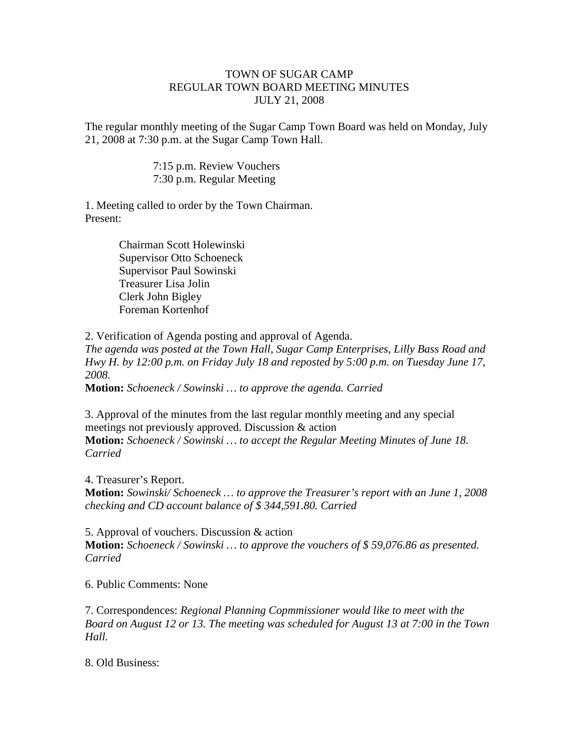TOWN OF SUGAR CAMP
REGULAR TOWN BOARD MEETING MINUTES
JULY 21, 2008

The regular monthly meeting of the Sugar Camp Town Board was held on Monday, July 21, 2008 at 7:30 p.m. at the Sugar Camp Town Hall.

7:15 p.m. Review Vouchers
7:30 p.m. Regular Meeting

1. Meeting called to order by the Town Chairman.
Present:

Chairman Scott Holewinski
Supervisor Otto Schoeneck
Supervisor Paul Sowinski
Treasurer Lisa Jolin
Clerk John Bigley
Foreman Kortenhof

2. Verification of Agenda posting and approval of Agenda.
*The agenda was posted at the Town Hall, Sugar Camp Enterprises, Lilly Bass Road and Hwy H. by 12:00 p.m. on Friday July 18 and reposted by 5:00 p.m. on Tuesday June 17, 2008.*
**Motion:** *Schoeneck / Sowinski … to approve the agenda. Carried*

3. Approval of the minutes from the last regular monthly meeting and any special meetings not previously approved. Discussion & action
**Motion:** *Schoeneck / Sowinski … to accept the Regular Meeting Minutes of June 18. Carried*

4. Treasurer's Report.
**Motion:** *Sowinski/ Schoeneck … to approve the Treasurer's report with an June 1, 2008 checking and CD account balance of $ 344,591.80. Carried*

5. Approval of vouchers. Discussion & action
**Motion:** *Schoeneck / Sowinski … to approve the vouchers of $ 59,076.86 as presented. Carried*

6. Public Comments: None

7. Correspondences: *Regional Planning Copmmissioner would like to meet with the Board on August 12 or 13. The meeting was scheduled for August 13 at 7:00 in the Town Hall.*

8. Old Business: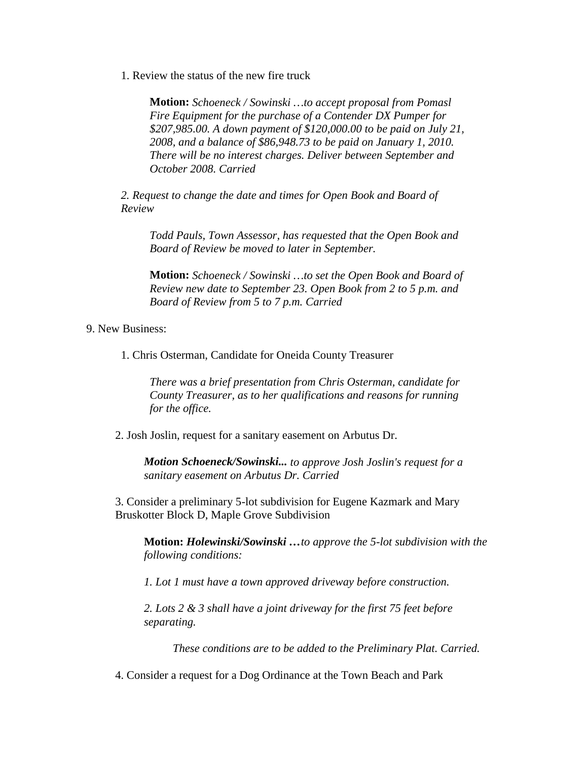1. Review the status of the new fire truck

> **Motion:** *Schoeneck / Sowinski …to accept proposal from Pomasl Fire Equipment for the purchase of a Contender DX Pumper for $207,985.00. A down payment of $120,000.00 to be paid on July 21, 2008, and a balance of $86,948.73 to be paid on January 1, 2010. There will be no interest charges. Deliver between September and October 2008. Carried*

*2. Request to change the date and times for Open Book and Board of Review*

> *Todd Pauls, Town Assessor, has requested that the Open Book and Board of Review be moved to later in September.*
>
> **Motion:** *Schoeneck / Sowinski …to set the Open Book and Board of Review new date to September 23. Open Book from 2 to 5 p.m. and Board of Review from 5 to 7 p.m. Carried*

9. New Business:

1. Chris Osterman, Candidate for Oneida County Treasurer

> *There was a brief presentation from Chris Osterman, candidate for County Treasurer, as to her qualifications and reasons for running for the office.*

2. Josh Joslin, request for a sanitary easement on Arbutus Dr.

> ***Motion Schoeneck/Sowinski...*** *to approve Josh Joslin's request for a sanitary easement on Arbutus Dr. Carried*

3. Consider a preliminary 5-lot subdivision for Eugene Kazmark and Mary Bruskotter Block D, Maple Grove Subdivision

> **Motion:** ***Holewinski/Sowinski …****to approve the 5-lot subdivision with the following conditions:*
>
> *1. Lot 1 must have a town approved driveway before construction.*
>
> *2. Lots 2 & 3 shall have a joint driveway for the first 75 feet before separating.*
>
> *These conditions are to be added to the Preliminary Plat. Carried.*

4. Consider a request for a Dog Ordinance at the Town Beach and Park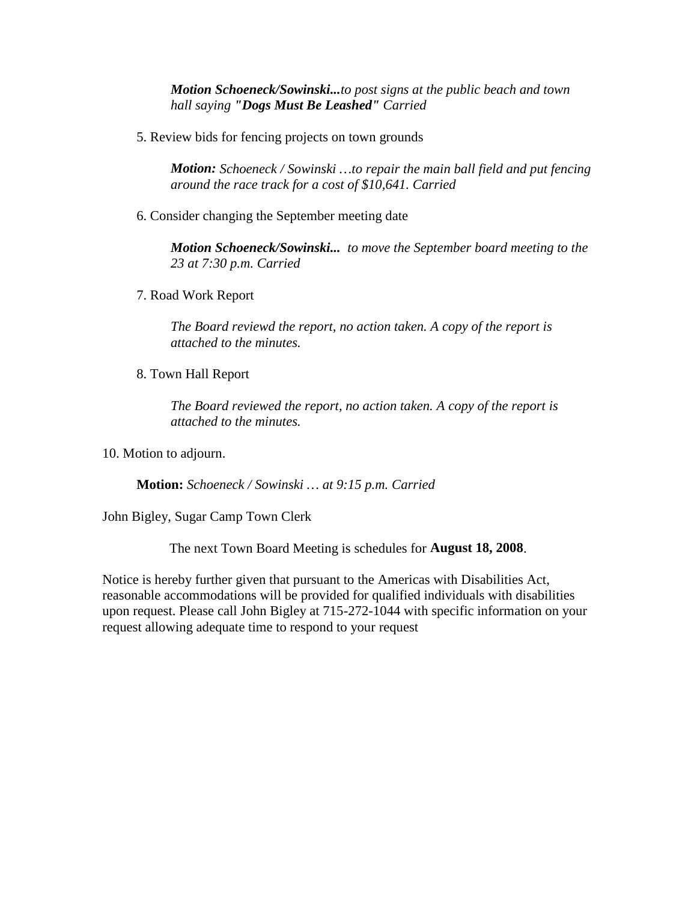***Motion Schoeneck/Sowinski...****to post signs at the public beach and town hall saying* ***"Dogs Must Be Leashed"*** *Carried*

5. Review bids for fencing projects on town grounds

***Motion:*** *Schoeneck / Sowinski …to repair the main ball field and put fencing around the race track for a cost of $10,641. Carried*

6. Consider changing the September meeting date

***Motion Schoeneck/Sowinski...*** *to move the September board meeting to the 23 at 7:30 p.m. Carried*

7. Road Work Report

*The Board reviewd the report, no action taken. A copy of the report is attached to the minutes.*

8. Town Hall Report

*The Board reviewed the report, no action taken. A copy of the report is attached to the minutes.*

10. Motion to adjourn.

**Motion:** *Schoeneck / Sowinski … at 9:15 p.m. Carried*

John Bigley, Sugar Camp Town Clerk

The next Town Board Meeting is schedules for **August 18, 2008**.

Notice is hereby further given that pursuant to the Americas with Disabilities Act, reasonable accommodations will be provided for qualified individuals with disabilities upon request. Please call John Bigley at 715-272-1044 with specific information on your request allowing adequate time to respond to your request